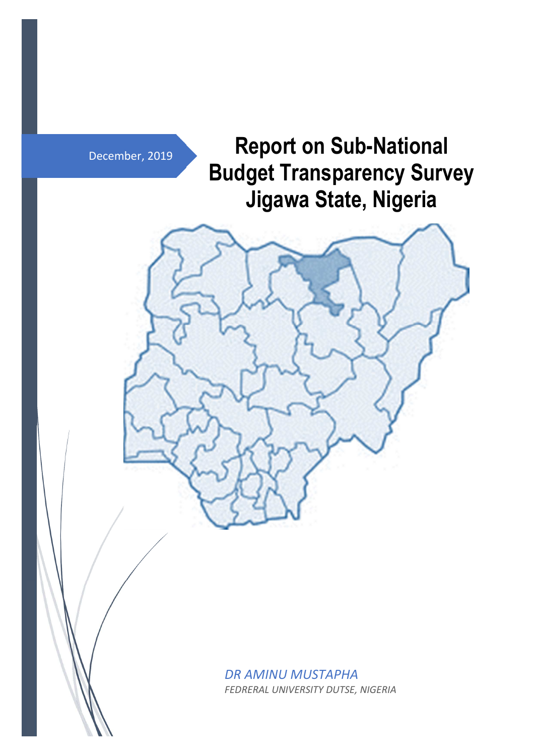December, 2019

# Report on Sub-National Budget Transparency Survey Jigawa State, Nigeria

*DR AMINU MUSTAPHA*

*FEDRERAL UNIVERSITY DUTSE, NIGERIA*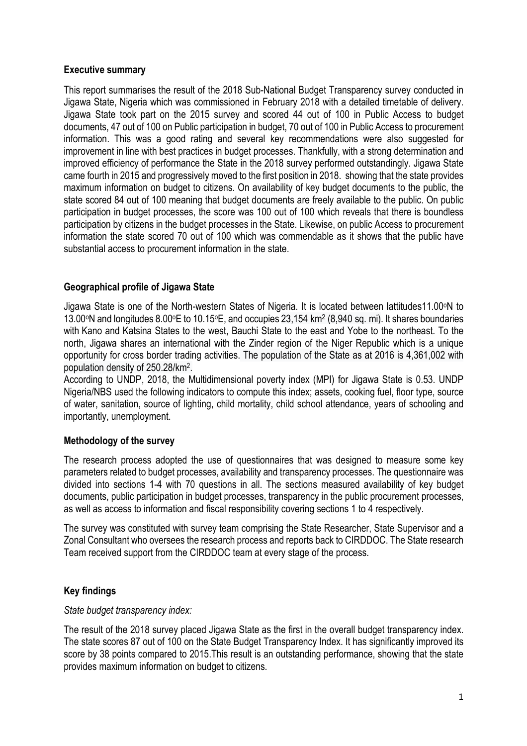### Executive summary

This report summarises the result of the 2018 Sub-National Budget Transparency survey conducted in Jigawa State, Nigeria which was commissioned in February 2018 with a detailed timetable of delivery. Jigawa State took part on the 2015 survey and scored 44 out of 100 in Public Access to budget documents, 47 out of 100 on Public participation in budget, 70 out of 100 in Public Access to procurement information. This was a good rating and several key recommendations were also suggested for improvement in line with best practices in budget processes. Thankfully, with a strong determination and improved efficiency of performance the State in the 2018 survey performed outstandingly. Jigawa State came fourth in 2015 and progressively moved to the first position in 2018. showing that the state provides maximum information on budget to citizens. On availability of key budget documents to the public, the state scored 84 out of 100 meaning that budget documents are freely available to the public. On public participation in budget processes, the score was 100 out of 100 which reveals that there is boundless participation by citizens in the budget processes in the State. Likewise, on public Access to procurement information the state scored 70 out of 100 which was commendable as it shows that the public have substantial access to procurement information in the state.

### Geographical profile of Jigawa State

Jigawa State is one of the North-western States of Nigeria. It is located between lattitudes11.00°N to 13.00°N and longitudes 8.00°E to 10.15°E, and occupies 23,154 km$^2$ (8,940 sq. mi). It shares boundaries with Kano and Katsina States to the west, Bauchi State to the east and Yobe to the northeast. To the north, Jigawa shares an international with the Zinder region of the Niger Republic which is a unique opportunity for cross border trading activities. The population of the State as at 2016 is 4,361,002 with population density of 250.28/km$^2$.

According to UNDP, 2018, the Multidimensional poverty index (MPI) for Jigawa State is 0.53. UNDP Nigeria/NBS used the following indicators to compute this index; assets, cooking fuel, floor type, source of water, sanitation, source of lighting, child mortality, child school attendance, years of schooling and importantly, unemployment.

### Methodology of the survey

The research process adopted the use of questionnaires that was designed to measure some key parameters related to budget processes, availability and transparency processes. The questionnaire was divided into sections 1-4 with 70 questions in all. The sections measured availability of key budget documents, public participation in budget processes, transparency in the public procurement processes, as well as access to information and fiscal responsibility covering sections 1 to 4 respectively.

The survey was constituted with survey team comprising the State Researcher, State Supervisor and a Zonal Consultant who oversees the research process and reports back to CIRDDOC. The State research Team received support from the CIRDDOC team at every stage of the process.

### Key findings

*State budget transparency index:*

The result of the 2018 survey placed Jigawa State as the first in the overall budget transparency index. The state scores 87 out of 100 on the State Budget Transparency Index. It has significantly improved its score by 38 points compared to 2015.This result is an outstanding performance, showing that the state provides maximum information on budget to citizens.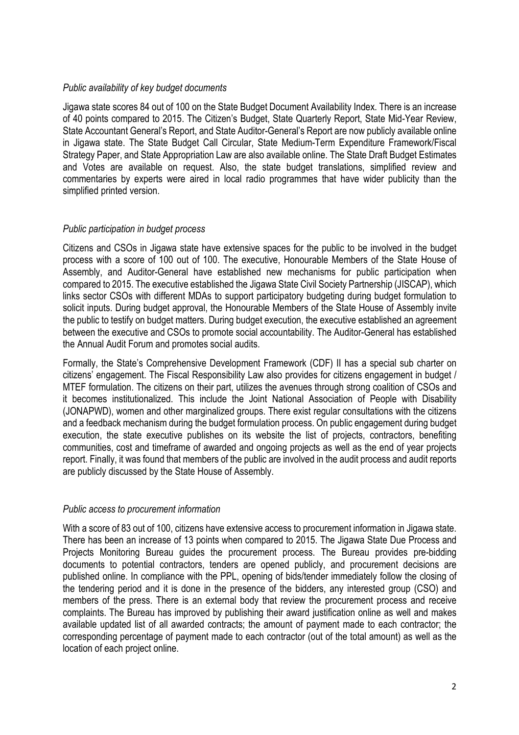*Public availability of key budget documents*

Jigawa state scores 84 out of 100 on the State Budget Document Availability Index. There is an increase of 40 points compared to 2015. The Citizen's Budget, State Quarterly Report, State Mid-Year Review, State Accountant General's Report, and State Auditor-General's Report are now publicly available online in Jigawa state. The State Budget Call Circular, State Medium-Term Expenditure Framework/Fiscal Strategy Paper, and State Appropriation Law are also available online. The State Draft Budget Estimates and Votes are available on request. Also, the state budget translations, simplified review and commentaries by experts were aired in local radio programmes that have wider publicity than the simplified printed version.

*Public participation in budget process*

Citizens and CSOs in Jigawa state have extensive spaces for the public to be involved in the budget process with a score of 100 out of 100. The executive, Honourable Members of the State House of Assembly, and Auditor-General have established new mechanisms for public participation when compared to 2015. The executive established the Jigawa State Civil Society Partnership (JISCAP), which links sector CSOs with different MDAs to support participatory budgeting during budget formulation to solicit inputs. During budget approval, the Honourable Members of the State House of Assembly invite the public to testify on budget matters. During budget execution, the executive established an agreement between the executive and CSOs to promote social accountability. The Auditor-General has established the Annual Audit Forum and promotes social audits.

Formally, the State's Comprehensive Development Framework (CDF) II has a special sub charter on citizens' engagement. The Fiscal Responsibility Law also provides for citizens engagement in budget / MTEF formulation. The citizens on their part, utilizes the avenues through strong coalition of CSOs and it becomes institutionalized. This include the Joint National Association of People with Disability (JONAPWD), women and other marginalized groups. There exist regular consultations with the citizens and a feedback mechanism during the budget formulation process. On public engagement during budget execution, the state executive publishes on its website the list of projects, contractors, benefiting communities, cost and timeframe of awarded and ongoing projects as well as the end of year projects report. Finally, it was found that members of the public are involved in the audit process and audit reports are publicly discussed by the State House of Assembly.

*Public access to procurement information*

With a score of 83 out of 100, citizens have extensive access to procurement information in Jigawa state. There has been an increase of 13 points when compared to 2015. The Jigawa State Due Process and Projects Monitoring Bureau guides the procurement process. The Bureau provides pre-bidding documents to potential contractors, tenders are opened publicly, and procurement decisions are published online. In compliance with the PPL, opening of bids/tender immediately follow the closing of the tendering period and it is done in the presence of the bidders, any interested group (CSO) and members of the press. There is an external body that review the procurement process and receive complaints. The Bureau has improved by publishing their award justification online as well and makes available updated list of all awarded contracts; the amount of payment made to each contractor; the corresponding percentage of payment made to each contractor (out of the total amount) as well as the location of each project online.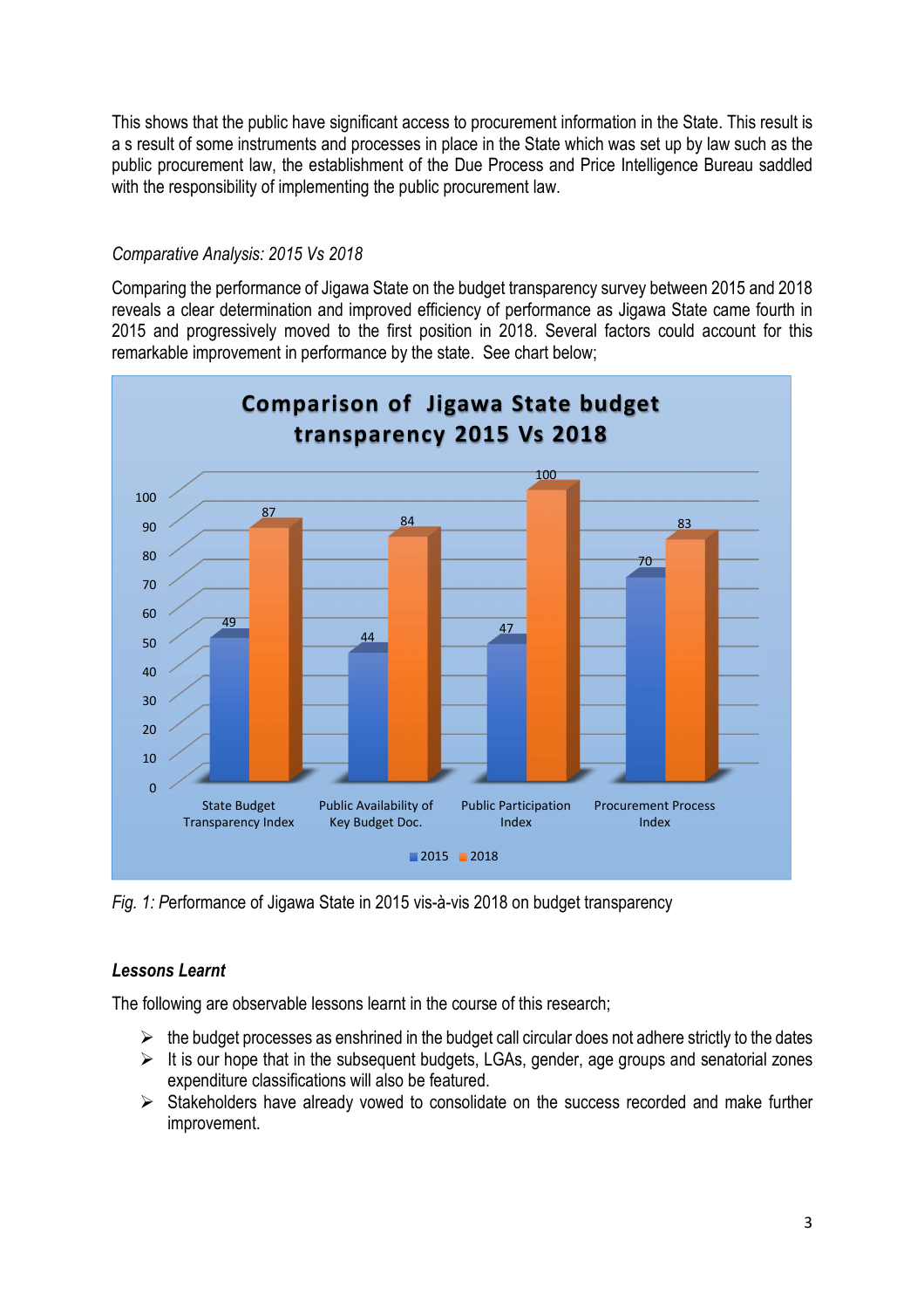This shows that the public have significant access to procurement information in the State. This result is a s result of some instruments and processes in place in the State which was set up by law such as the public procurement law, the establishment of the Due Process and Price Intelligence Bureau saddled with the responsibility of implementing the public procurement law.

*Comparative Analysis: 2015 Vs 2018*

Comparing the performance of Jigawa State on the budget transparency survey between 2015 and 2018 reveals a clear determination and improved efficiency of performance as Jigawa State came fourth in 2015 and progressively moved to the first position in 2018. Several factors could account for this remarkable improvement in performance by the state. See chart below;

**Comparison of Jigawa State budget transparency 2015 Vs 2018**

| | 2015 | 2018 |
|---|---|---|
| State Budget Transparency Index | 49 | 87 |
| Public Availability of Key Budget Doc. | 44 | 84 |
| Public Participation Index | 47 | 100 |
| Procurement Process Index | 70 | 83 |

*Fig. 1:* Performance of Jigawa State in 2015 vis-à-vis 2018 on budget transparency

***Lessons Learnt***

The following are observable lessons learnt in the course of this research;

- the budget processes as enshrined in the budget call circular does not adhere strictly to the dates
- It is our hope that in the subsequent budgets, LGAs, gender, age groups and senatorial zones expenditure classifications will also be featured.
- Stakeholders have already vowed to consolidate on the success recorded and make further improvement.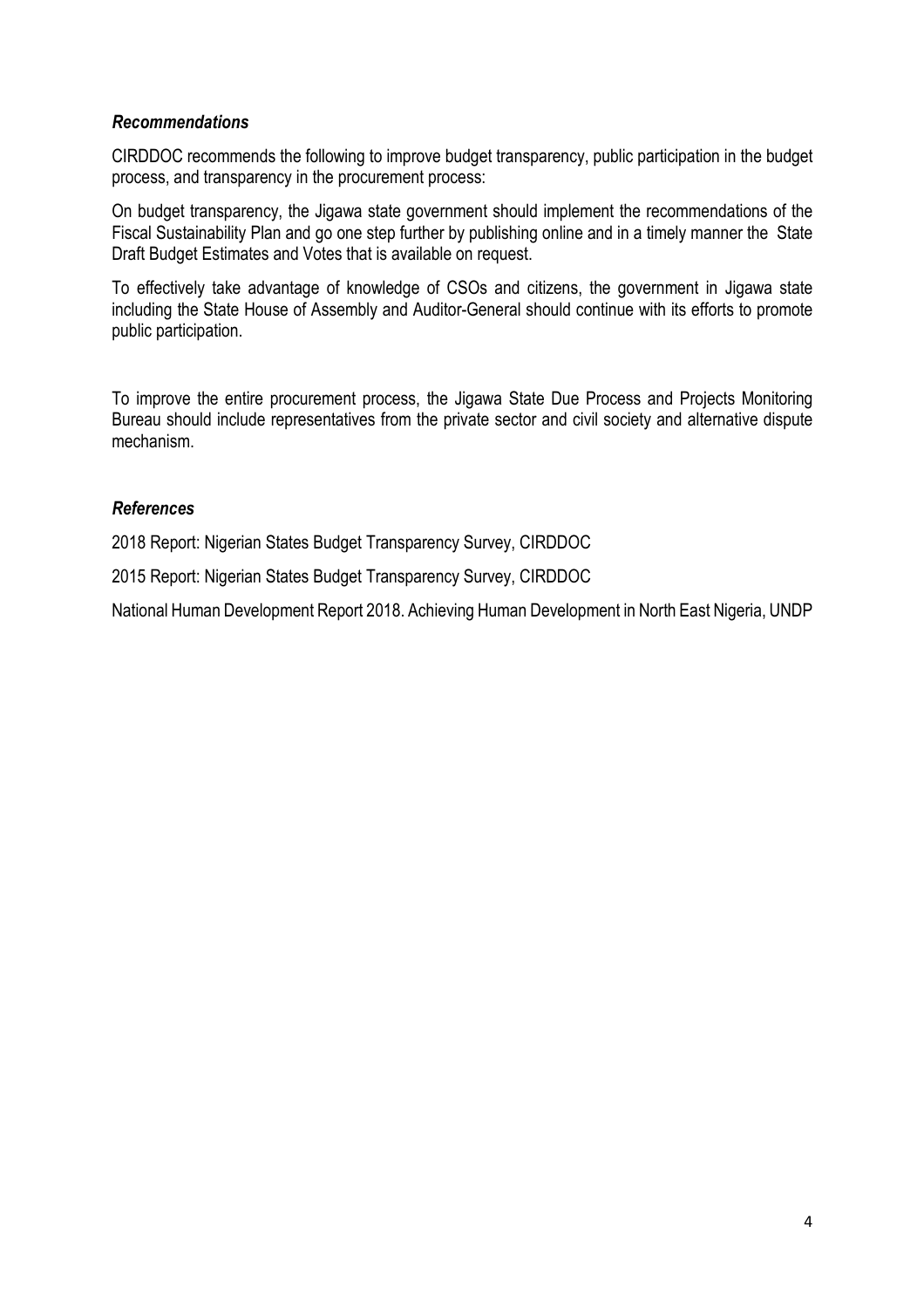### *Recommendations*

CIRDDOC recommends the following to improve budget transparency, public participation in the budget process, and transparency in the procurement process:

On budget transparency, the Jigawa state government should implement the recommendations of the Fiscal Sustainability Plan and go one step further by publishing online and in a timely manner the State Draft Budget Estimates and Votes that is available on request.

To effectively take advantage of knowledge of CSOs and citizens, the government in Jigawa state including the State House of Assembly and Auditor-General should continue with its efforts to promote public participation.

To improve the entire procurement process, the Jigawa State Due Process and Projects Monitoring Bureau should include representatives from the private sector and civil society and alternative dispute mechanism.

### *References*

2018 Report: Nigerian States Budget Transparency Survey, CIRDDOC

2015 Report: Nigerian States Budget Transparency Survey, CIRDDOC

National Human Development Report 2018. Achieving Human Development in North East Nigeria, UNDP